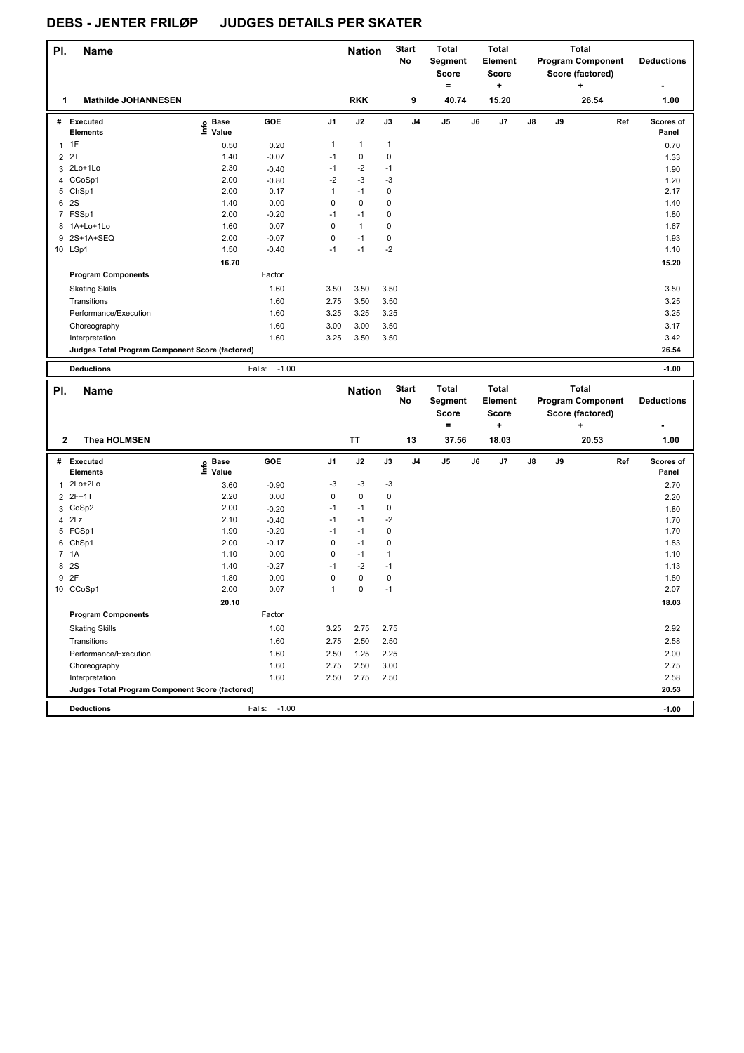# DEBS - JENTER FRILØP JUDGES DETAILS PER SKATER

| Pl. | Name | Nation | Start No | Total Segment Score = | Total Element Score + | Total Program Component Score (factored) + | Deductions - |
|---|---|---|---|---|---|---|---|
| 1 | Mathilde JOHANNESEN | RKK | 9 | 40.74 | 15.20 | 26.54 | 1.00 |

| # | Executed Elements | Info | Base Value | GOE | J1 | J2 | J3 | J4 | J5 | J6 | J7 | J8 | J9 | Ref | Scores of Panel |
|---|---|---|---|---|---|---|---|---|---|---|---|---|---|---|---|
| 1 | 1F | | 0.50 | 0.20 | 1 | 1 | 1 | | | | | | | | 0.70 |
| 2 | 2T | | 1.40 | -0.07 | -1 | 0 | 0 | | | | | | | | 1.33 |
| 3 | 2Lo+1Lo | | 2.30 | -0.40 | -1 | -2 | -1 | | | | | | | | 1.90 |
| 4 | CCoSp1 | | 2.00 | -0.80 | -2 | -3 | -3 | | | | | | | | 1.20 |
| 5 | ChSp1 | | 2.00 | 0.17 | 1 | -1 | 0 | | | | | | | | 2.17 |
| 6 | 2S | | 1.40 | 0.00 | 0 | 0 | 0 | | | | | | | | 1.40 |
| 7 | FSSp1 | | 2.00 | -0.20 | -1 | -1 | 0 | | | | | | | | 1.80 |
| 8 | 1A+Lo+1Lo | | 1.60 | 0.07 | 0 | 1 | 0 | | | | | | | | 1.67 |
| 9 | 2S+1A+SEQ | | 2.00 | -0.07 | 0 | -1 | 0 | | | | | | | | 1.93 |
| 10 | LSp1 | | 1.50 | -0.40 | -1 | -1 | -2 | | | | | | | | 1.10 |
| | | | 16.70 | | | | | | | | | | | | 15.20 |
| | **Program Components** | | | Factor | | | | | | | | | | | |
| | Skating Skills | | | 1.60 | 3.50 | 3.50 | 3.50 | | | | | | | | 3.50 |
| | Transitions | | | 1.60 | 2.75 | 3.50 | 3.50 | | | | | | | | 3.25 |
| | Performance/Execution | | | 1.60 | 3.25 | 3.25 | 3.25 | | | | | | | | 3.25 |
| | Choreography | | | 1.60 | 3.00 | 3.00 | 3.50 | | | | | | | | 3.17 |
| | Interpretation | | | 1.60 | 3.25 | 3.50 | 3.50 | | | | | | | | 3.42 |
| | **Judges Total Program Component Score (factored)** | | | | | | | | | | | | | | 26.54 |
| | **Deductions** | | | Falls: -1.00 | | | | | | | | | | | -1.00 |

| Pl. | Name | Nation | Start No | Total Segment Score = | Total Element Score + | Total Program Component Score (factored) + | Deductions - |
|---|---|---|---|---|---|---|---|
| 2 | Thea HOLMSEN | TT | 13 | 37.56 | 18.03 | 20.53 | 1.00 |

| # | Executed Elements | Info | Base Value | GOE | J1 | J2 | J3 | J4 | J5 | J6 | J7 | J8 | J9 | Ref | Scores of Panel |
|---|---|---|---|---|---|---|---|---|---|---|---|---|---|---|---|
| 1 | 2Lo+2Lo | | 3.60 | -0.90 | -3 | -3 | -3 | | | | | | | | 2.70 |
| 2 | 2F+1T | | 2.20 | 0.00 | 0 | 0 | 0 | | | | | | | | 2.20 |
| 3 | CoSp2 | | 2.00 | -0.20 | -1 | -1 | 0 | | | | | | | | 1.80 |
| 4 | 2Lz | | 2.10 | -0.40 | -1 | -1 | -2 | | | | | | | | 1.70 |
| 5 | FCSp1 | | 1.90 | -0.20 | -1 | -1 | 0 | | | | | | | | 1.70 |
| 6 | ChSp1 | | 2.00 | -0.17 | 0 | -1 | 0 | | | | | | | | 1.83 |
| 7 | 1A | | 1.10 | 0.00 | 0 | -1 | 1 | | | | | | | | 1.10 |
| 8 | 2S | | 1.40 | -0.27 | -1 | -2 | -1 | | | | | | | | 1.13 |
| 9 | 2F | | 1.80 | 0.00 | 0 | 0 | 0 | | | | | | | | 1.80 |
| 10 | CCoSp1 | | 2.00 | 0.07 | 1 | 0 | -1 | | | | | | | | 2.07 |
| | | | 20.10 | | | | | | | | | | | | 18.03 |
| | **Program Components** | | | Factor | | | | | | | | | | | |
| | Skating Skills | | | 1.60 | 3.25 | 2.75 | 2.75 | | | | | | | | 2.92 |
| | Transitions | | | 1.60 | 2.75 | 2.50 | 2.50 | | | | | | | | 2.58 |
| | Performance/Execution | | | 1.60 | 2.50 | 1.25 | 2.25 | | | | | | | | 2.00 |
| | Choreography | | | 1.60 | 2.75 | 2.50 | 3.00 | | | | | | | | 2.75 |
| | Interpretation | | | 1.60 | 2.50 | 2.75 | 2.50 | | | | | | | | 2.58 |
| | **Judges Total Program Component Score (factored)** | | | | | | | | | | | | | | 20.53 |
| | **Deductions** | | | Falls: -1.00 | | | | | | | | | | | -1.00 |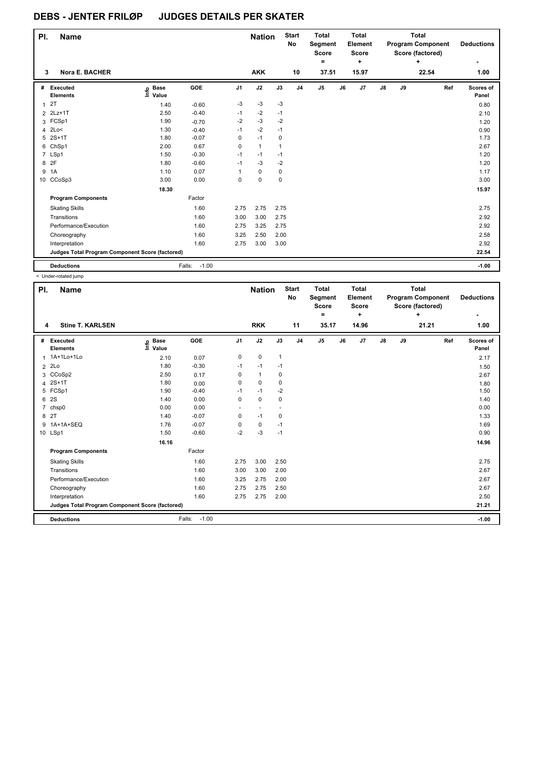# DEBS - JENTER FRILØP JUDGES DETAILS PER SKATER

| Pl. | Name | Nation | Start No | Total Segment Score = | Total Element Score + | Total Program Component Score (factored) + | Deductions - |
|---|---|---|---|---|---|---|---|
| 3 | Nora E. BACHER | AKK | 10 | 37.51 | 15.97 | 22.54 | 1.00 |

| # | Executed Elements | Info | Base Value | GOE | J1 | J2 | J3 | J4 | J5 | J6 | J7 | J8 | J9 | Ref | Scores of Panel |
|---|---|---|---|---|---|---|---|---|---|---|---|---|---|---|---|
| 1 | 2T | | 1.40 | -0.60 | -3 | -3 | -3 | | | | | | | | 0.80 |
| 2 | 2Lz+1T | | 2.50 | -0.40 | -1 | -2 | -1 | | | | | | | | 2.10 |
| 3 | FCSp1 | | 1.90 | -0.70 | -2 | -3 | -2 | | | | | | | | 1.20 |
| 4 | 2Lo< | | 1.30 | -0.40 | -1 | -2 | -1 | | | | | | | | 0.90 |
| 5 | 2S+1T | | 1.80 | -0.07 | 0 | -1 | 0 | | | | | | | | 1.73 |
| 6 | ChSp1 | | 2.00 | 0.67 | 0 | 1 | 1 | | | | | | | | 2.67 |
| 7 | LSp1 | | 1.50 | -0.30 | -1 | -1 | -1 | | | | | | | | 1.20 |
| 8 | 2F | | 1.80 | -0.60 | -1 | -3 | -2 | | | | | | | | 1.20 |
| 9 | 1A | | 1.10 | 0.07 | 1 | 0 | 0 | | | | | | | | 1.17 |
| 10 | CCoSp3 | | 3.00 | 0.00 | 0 | 0 | 0 | | | | | | | | 3.00 |
| | | | 18.30 | | | | | | | | | | | | 15.97 |
| | **Program Components** | | | Factor | | | | | | | | | | | |
| | Skating Skills | | | 1.60 | 2.75 | 2.75 | 2.75 | | | | | | | | 2.75 |
| | Transitions | | | 1.60 | 3.00 | 3.00 | 2.75 | | | | | | | | 2.92 |
| | Performance/Execution | | | 1.60 | 2.75 | 3.25 | 2.75 | | | | | | | | 2.92 |
| | Choreography | | | 1.60 | 3.25 | 2.50 | 2.00 | | | | | | | | 2.58 |
| | Interpretation | | | 1.60 | 2.75 | 3.00 | 3.00 | | | | | | | | 2.92 |
| | **Judges Total Program Component Score (factored)** | | | | | | | | | | | | | | 22.54 |
| | **Deductions** | | | Falls: -1.00 | | | | | | | | | | | -1.00 |

< Under-rotated jump

| Pl. | Name | Nation | Start No | Total Segment Score = | Total Element Score + | Total Program Component Score (factored) + | Deductions - |
|---|---|---|---|---|---|---|---|
| 4 | Stine T. KARLSEN | RKK | 11 | 35.17 | 14.96 | 21.21 | 1.00 |

| # | Executed Elements | Info | Base Value | GOE | J1 | J2 | J3 | J4 | J5 | J6 | J7 | J8 | J9 | Ref | Scores of Panel |
|---|---|---|---|---|---|---|---|---|---|---|---|---|---|---|---|
| 1 | 1A+1Lo+1Lo | | 2.10 | 0.07 | 0 | 0 | 1 | | | | | | | | 2.17 |
| 2 | 2Lo | | 1.80 | -0.30 | -1 | -1 | -1 | | | | | | | | 1.50 |
| 3 | CCoSp2 | | 2.50 | 0.17 | 0 | 1 | 0 | | | | | | | | 2.67 |
| 4 | 2S+1T | | 1.80 | 0.00 | 0 | 0 | 0 | | | | | | | | 1.80 |
| 5 | FCSp1 | | 1.90 | -0.40 | -1 | -1 | -2 | | | | | | | | 1.50 |
| 6 | 2S | | 1.40 | 0.00 | 0 | 0 | 0 | | | | | | | | 1.40 |
| 7 | chsp0 | | 0.00 | 0.00 | - | - | - | | | | | | | | 0.00 |
| 8 | 2T | | 1.40 | -0.07 | 0 | -1 | 0 | | | | | | | | 1.33 |
| 9 | 1A+1A+SEQ | | 1.76 | -0.07 | 0 | 0 | -1 | | | | | | | | 1.69 |
| 10 | LSp1 | | 1.50 | -0.60 | -2 | -3 | -1 | | | | | | | | 0.90 |
| | | | 16.16 | | | | | | | | | | | | 14.96 |
| | **Program Components** | | | Factor | | | | | | | | | | | |
| | Skating Skills | | | 1.60 | 2.75 | 3.00 | 2.50 | | | | | | | | 2.75 |
| | Transitions | | | 1.60 | 3.00 | 3.00 | 2.00 | | | | | | | | 2.67 |
| | Performance/Execution | | | 1.60 | 3.25 | 2.75 | 2.00 | | | | | | | | 2.67 |
| | Choreography | | | 1.60 | 2.75 | 2.75 | 2.50 | | | | | | | | 2.67 |
| | Interpretation | | | 1.60 | 2.75 | 2.75 | 2.00 | | | | | | | | 2.50 |
| | **Judges Total Program Component Score (factored)** | | | | | | | | | | | | | | 21.21 |
| | **Deductions** | | | Falls: -1.00 | | | | | | | | | | | -1.00 |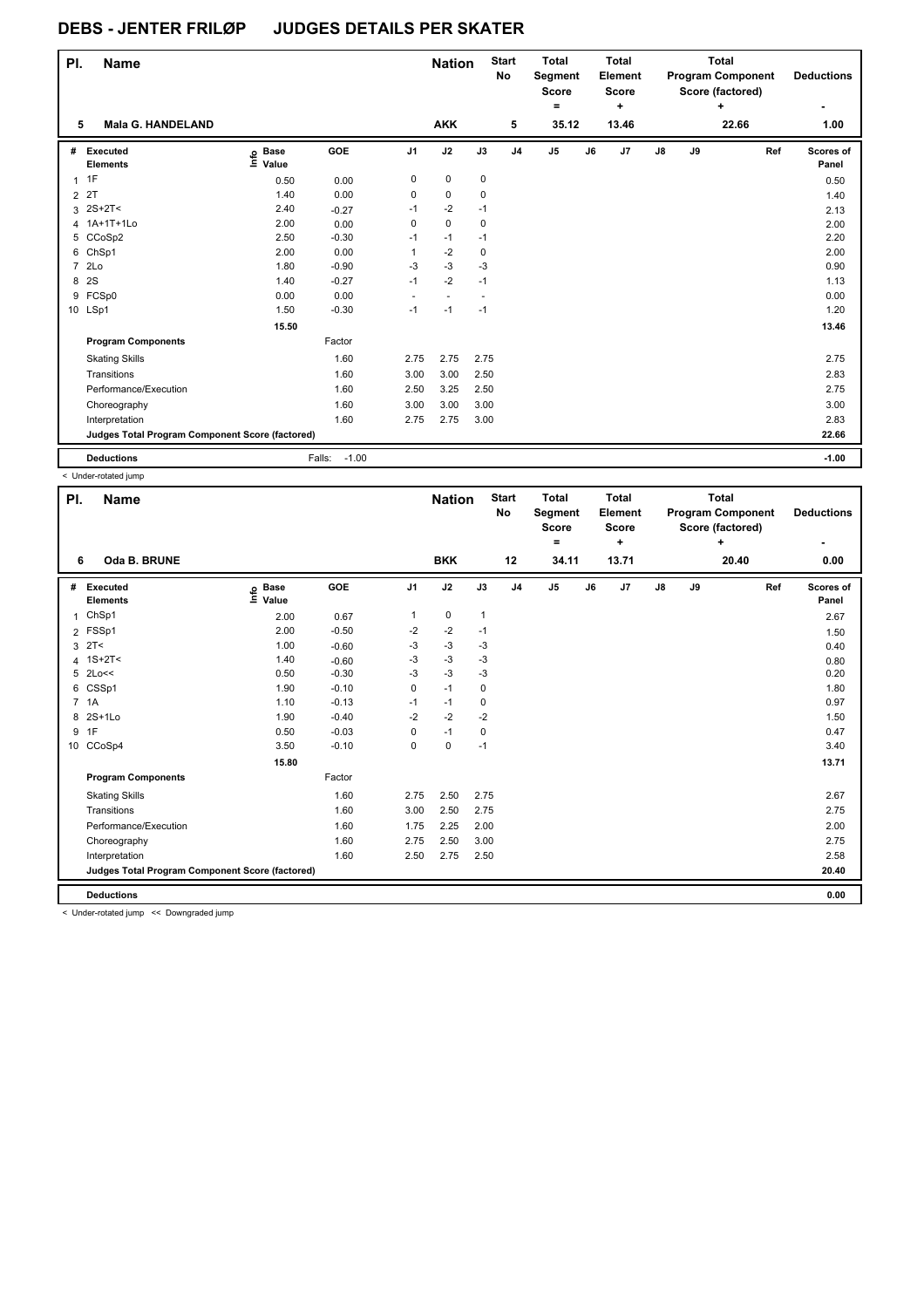# DEBS - JENTER FRILØP JUDGES DETAILS PER SKATER

| Pl. | Name | Nation | Start No | Total Segment Score = | Total Element Score + | Total Program Component Score (factored) + | Deductions - |
|---|---|---|---|---|---|---|---|
| 5 | Mala G. HANDELAND | AKK | 5 | 35.12 | 13.46 | 22.66 | 1.00 |

| # | Executed Elements | Info | Base Value | GOE | J1 | J2 | J3 | J4 | J5 | J6 | J7 | J8 | J9 | Ref | Scores of Panel |
|---|---|---|---|---|---|---|---|---|---|---|---|---|---|---|---|
| 1 | 1F | | 0.50 | 0.00 | 0 | 0 | 0 | | | | | | | | 0.50 |
| 2 | 2T | | 1.40 | 0.00 | 0 | 0 | 0 | | | | | | | | 1.40 |
| 3 | 2S+2T< | | 2.40 | -0.27 | -1 | -2 | -1 | | | | | | | | 2.13 |
| 4 | 1A+1T+1Lo | | 2.00 | 0.00 | 0 | 0 | 0 | | | | | | | | 2.00 |
| 5 | CCoSp2 | | 2.50 | -0.30 | -1 | -1 | -1 | | | | | | | | 2.20 |
| 6 | ChSp1 | | 2.00 | 0.00 | 1 | -2 | 0 | | | | | | | | 2.00 |
| 7 | 2Lo | | 1.80 | -0.90 | -3 | -3 | -3 | | | | | | | | 0.90 |
| 8 | 2S | | 1.40 | -0.27 | -1 | -2 | -1 | | | | | | | | 1.13 |
| 9 | FCSp0 | | 0.00 | 0.00 | - | - | - | | | | | | | | 0.00 |
| 10 | LSp1 | | 1.50 | -0.30 | -1 | -1 | -1 | | | | | | | | 1.20 |
| | | | 15.50 | | | | | | | | | | | | 13.46 |
| | **Program Components** | | | Factor | | | | | | | | | | | |
| | Skating Skills | | | 1.60 | 2.75 | 2.75 | 2.75 | | | | | | | | 2.75 |
| | Transitions | | | 1.60 | 3.00 | 3.00 | 2.50 | | | | | | | | 2.83 |
| | Performance/Execution | | | 1.60 | 2.50 | 3.25 | 2.50 | | | | | | | | 2.75 |
| | Choreography | | | 1.60 | 3.00 | 3.00 | 3.00 | | | | | | | | 3.00 |
| | Interpretation | | | 1.60 | 2.75 | 2.75 | 3.00 | | | | | | | | 2.83 |
| | **Judges Total Program Component Score (factored)** | | | | | | | | | | | | | | 22.66 |
| | **Deductions** | | | Falls: -1.00 | | | | | | | | | | | -1.00 |

< Under-rotated jump

| Pl. | Name | Nation | Start No | Total Segment Score = | Total Element Score + | Total Program Component Score (factored) + | Deductions - |
|---|---|---|---|---|---|---|---|
| 6 | Oda B. BRUNE | BKK | 12 | 34.11 | 13.71 | 20.40 | 0.00 |

| # | Executed Elements | Info | Base Value | GOE | J1 | J2 | J3 | J4 | J5 | J6 | J7 | J8 | J9 | Ref | Scores of Panel |
|---|---|---|---|---|---|---|---|---|---|---|---|---|---|---|---|
| 1 | ChSp1 | | 2.00 | 0.67 | 1 | 0 | 1 | | | | | | | | 2.67 |
| 2 | FSSp1 | | 2.00 | -0.50 | -2 | -2 | -1 | | | | | | | | 1.50 |
| 3 | 2T< | | 1.00 | -0.60 | -3 | -3 | -3 | | | | | | | | 0.40 |
| 4 | 1S+2T< | | 1.40 | -0.60 | -3 | -3 | -3 | | | | | | | | 0.80 |
| 5 | 2Lo<< | | 0.50 | -0.30 | -3 | -3 | -3 | | | | | | | | 0.20 |
| 6 | CSSp1 | | 1.90 | -0.10 | 0 | -1 | 0 | | | | | | | | 1.80 |
| 7 | 1A | | 1.10 | -0.13 | -1 | -1 | 0 | | | | | | | | 0.97 |
| 8 | 2S+1Lo | | 1.90 | -0.40 | -2 | -2 | -2 | | | | | | | | 1.50 |
| 9 | 1F | | 0.50 | -0.03 | 0 | -1 | 0 | | | | | | | | 0.47 |
| 10 | CCoSp4 | | 3.50 | -0.10 | 0 | 0 | -1 | | | | | | | | 3.40 |
| | | | 15.80 | | | | | | | | | | | | 13.71 |
| | **Program Components** | | | Factor | | | | | | | | | | | |
| | Skating Skills | | | 1.60 | 2.75 | 2.50 | 2.75 | | | | | | | | 2.67 |
| | Transitions | | | 1.60 | 3.00 | 2.50 | 2.75 | | | | | | | | 2.75 |
| | Performance/Execution | | | 1.60 | 1.75 | 2.25 | 2.00 | | | | | | | | 2.00 |
| | Choreography | | | 1.60 | 2.75 | 2.50 | 3.00 | | | | | | | | 2.75 |
| | Interpretation | | | 1.60 | 2.50 | 2.75 | 2.50 | | | | | | | | 2.58 |
| | **Judges Total Program Component Score (factored)** | | | | | | | | | | | | | | 20.40 |
| | **Deductions** | | | | | | | | | | | | | | 0.00 |

< Under-rotated jump << Downgraded jump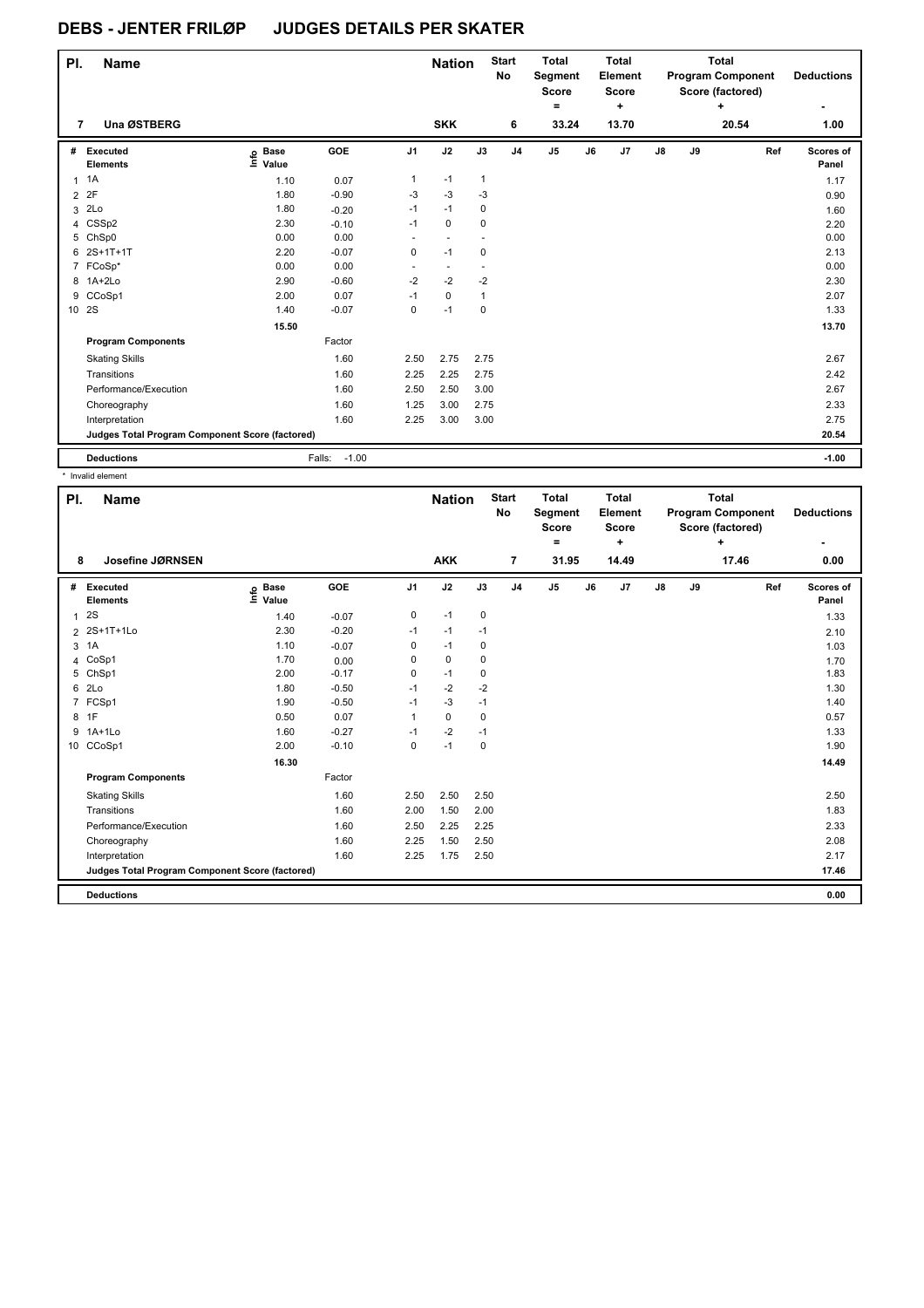# DEBS - JENTER FRILØP JUDGES DETAILS PER SKATER

| Pl. | Name | Nation | Start No | Total Segment Score = | Total Element Score + | Total Program Component Score (factored) + | Deductions - |
|---|---|---|---|---|---|---|---|
| 7 | Una ØSTBERG | SKK | 6 | 33.24 | 13.70 | 20.54 | 1.00 |

| # | Executed Elements | Info | Base Value | GOE | J1 | J2 | J3 | J4 | J5 | J6 | J7 | J8 | J9 | Ref | Scores of Panel |
|---|---|---|---|---|---|---|---|---|---|---|---|---|---|---|---|
| 1 | 1A | | 1.10 | 0.07 | 1 | -1 | 1 | | | | | | | | 1.17 |
| 2 | 2F | | 1.80 | -0.90 | -3 | -3 | -3 | | | | | | | | 0.90 |
| 3 | 2Lo | | 1.80 | -0.20 | -1 | -1 | 0 | | | | | | | | 1.60 |
| 4 | CSSp2 | | 2.30 | -0.10 | -1 | 0 | 0 | | | | | | | | 2.20 |
| 5 | ChSp0 | | 0.00 | 0.00 | - | - | - | | | | | | | | 0.00 |
| 6 | 2S+1T+1T | | 2.20 | -0.07 | 0 | -1 | 0 | | | | | | | | 2.13 |
| 7 | FCoSp* | | 0.00 | 0.00 | - | - | - | | | | | | | | 0.00 |
| 8 | 1A+2Lo | | 2.90 | -0.60 | -2 | -2 | -2 | | | | | | | | 2.30 |
| 9 | CCoSp1 | | 2.00 | 0.07 | -1 | 0 | 1 | | | | | | | | 2.07 |
| 10 | 2S | | 1.40 | -0.07 | 0 | -1 | 0 | | | | | | | | 1.33 |
| | | | 15.50 | | | | | | | | | | | | 13.70 |
| | Program Components | | | Factor | | | | | | | | | | | |
| | Skating Skills | | | 1.60 | 2.50 | 2.75 | 2.75 | | | | | | | | 2.67 |
| | Transitions | | | 1.60 | 2.25 | 2.25 | 2.75 | | | | | | | | 2.42 |
| | Performance/Execution | | | 1.60 | 2.50 | 2.50 | 3.00 | | | | | | | | 2.67 |
| | Choreography | | | 1.60 | 1.25 | 3.00 | 2.75 | | | | | | | | 2.33 |
| | Interpretation | | | 1.60 | 2.25 | 3.00 | 3.00 | | | | | | | | 2.75 |
| | Judges Total Program Component Score (factored) | | | | | | | | | | | | | | 20.54 |
| | Deductions | | | Falls: -1.00 | | | | | | | | | | | -1.00 |

* Invalid element

| Pl. | Name | Nation | Start No | Total Segment Score = | Total Element Score + | Total Program Component Score (factored) + | Deductions - |
|---|---|---|---|---|---|---|---|
| 8 | Josefine JØRNSEN | AKK | 7 | 31.95 | 14.49 | 17.46 | 0.00 |

| # | Executed Elements | Info | Base Value | GOE | J1 | J2 | J3 | J4 | J5 | J6 | J7 | J8 | J9 | Ref | Scores of Panel |
|---|---|---|---|---|---|---|---|---|---|---|---|---|---|---|---|
| 1 | 2S | | 1.40 | -0.07 | 0 | -1 | 0 | | | | | | | | 1.33 |
| 2 | 2S+1T+1Lo | | 2.30 | -0.20 | -1 | -1 | -1 | | | | | | | | 2.10 |
| 3 | 1A | | 1.10 | -0.07 | 0 | -1 | 0 | | | | | | | | 1.03 |
| 4 | CoSp1 | | 1.70 | 0.00 | 0 | 0 | 0 | | | | | | | | 1.70 |
| 5 | ChSp1 | | 2.00 | -0.17 | 0 | -1 | 0 | | | | | | | | 1.83 |
| 6 | 2Lo | | 1.80 | -0.50 | -1 | -2 | -2 | | | | | | | | 1.30 |
| 7 | FCSp1 | | 1.90 | -0.50 | -1 | -3 | -1 | | | | | | | | 1.40 |
| 8 | 1F | | 0.50 | 0.07 | 1 | 0 | 0 | | | | | | | | 0.57 |
| 9 | 1A+1Lo | | 1.60 | -0.27 | -1 | -2 | -1 | | | | | | | | 1.33 |
| 10 | CCoSp1 | | 2.00 | -0.10 | 0 | -1 | 0 | | | | | | | | 1.90 |
| | | | 16.30 | | | | | | | | | | | | 14.49 |
| | Program Components | | | Factor | | | | | | | | | | | |
| | Skating Skills | | | 1.60 | 2.50 | 2.50 | 2.50 | | | | | | | | 2.50 |
| | Transitions | | | 1.60 | 2.00 | 1.50 | 2.00 | | | | | | | | 1.83 |
| | Performance/Execution | | | 1.60 | 2.50 | 2.25 | 2.25 | | | | | | | | 2.33 |
| | Choreography | | | 1.60 | 2.25 | 1.50 | 2.50 | | | | | | | | 2.08 |
| | Interpretation | | | 1.60 | 2.25 | 1.75 | 2.50 | | | | | | | | 2.17 |
| | Judges Total Program Component Score (factored) | | | | | | | | | | | | | | 17.46 |
| | Deductions | | | | | | | | | | | | | | 0.00 |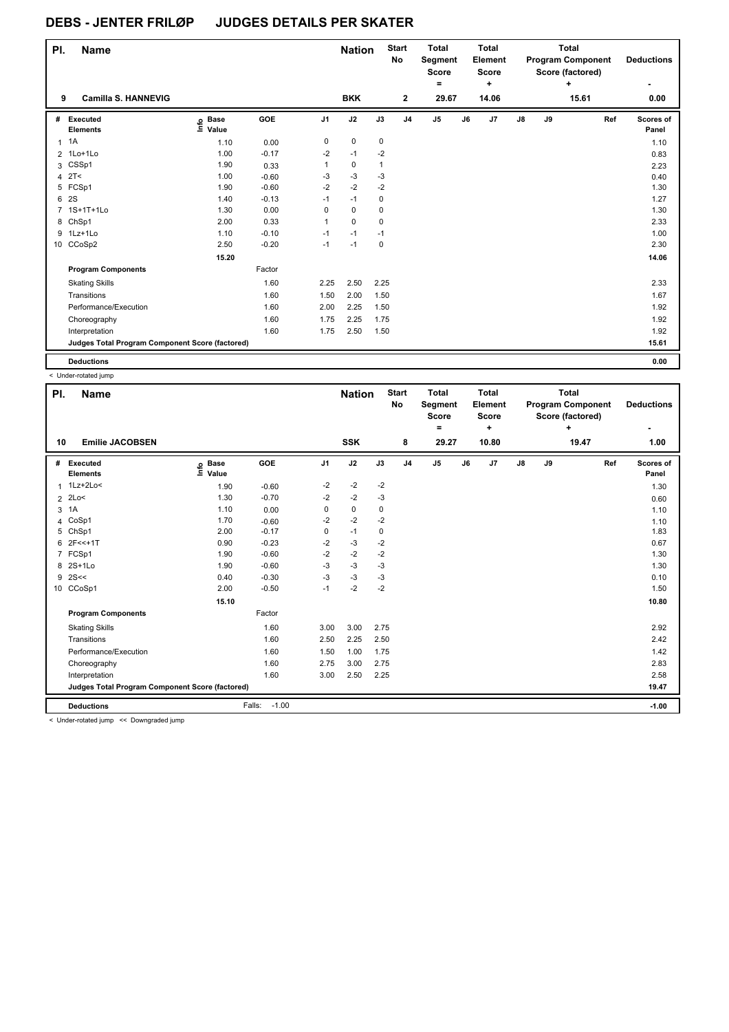# DEBS - JENTER FRILØP JUDGES DETAILS PER SKATER

| Pl. | Name | Nation | Start No | Total Segment Score = | Total Element Score + | Total Program Component Score (factored) + | Deductions - |
|---|---|---|---|---|---|---|---|
| 9 | Camilla S. HANNEVIG | BKK | 2 | 29.67 | 14.06 | 15.61 | 0.00 |

| # | Executed Elements | Info | Base Value | GOE | J1 | J2 | J3 | J4 | J5 | J6 | J7 | J8 | J9 | Ref | Scores of Panel |
|---|---|---|---|---|---|---|---|---|---|---|---|---|---|---|---|
| 1 | 1A | | 1.10 | 0.00 | 0 | 0 | 0 | | | | | | | | 1.10 |
| 2 | 1Lo+1Lo | | 1.00 | -0.17 | -2 | -1 | -2 | | | | | | | | 0.83 |
| 3 | CSSp1 | | 1.90 | 0.33 | 1 | 0 | 1 | | | | | | | | 2.23 |
| 4 | 2T< | | 1.00 | -0.60 | -3 | -3 | -3 | | | | | | | | 0.40 |
| 5 | FCSp1 | | 1.90 | -0.60 | -2 | -2 | -2 | | | | | | | | 1.30 |
| 6 | 2S | | 1.40 | -0.13 | -1 | -1 | 0 | | | | | | | | 1.27 |
| 7 | 1S+1T+1Lo | | 1.30 | 0.00 | 0 | 0 | 0 | | | | | | | | 1.30 |
| 8 | ChSp1 | | 2.00 | 0.33 | 1 | 0 | 0 | | | | | | | | 2.33 |
| 9 | 1Lz+1Lo | | 1.10 | -0.10 | -1 | -1 | -1 | | | | | | | | 1.00 |
| 10 | CCoSp2 | | 2.50 | -0.20 | -1 | -1 | 0 | | | | | | | | 2.30 |
| | | | 15.20 | | | | | | | | | | | | 14.06 |
| | **Program Components** | | | Factor | | | | | | | | | | | |
| | Skating Skills | | | 1.60 | 2.25 | 2.50 | 2.25 | | | | | | | | 2.33 |
| | Transitions | | | 1.60 | 1.50 | 2.00 | 1.50 | | | | | | | | 1.67 |
| | Performance/Execution | | | 1.60 | 2.00 | 2.25 | 1.50 | | | | | | | | 1.92 |
| | Choreography | | | 1.60 | 1.75 | 2.25 | 1.75 | | | | | | | | 1.92 |
| | Interpretation | | | 1.60 | 1.75 | 2.50 | 1.50 | | | | | | | | 1.92 |
| | **Judges Total Program Component Score (factored)** | | | | | | | | | | | | | | 15.61 |
| | **Deductions** | | | | | | | | | | | | | | 0.00 |

< Under-rotated jump

| Pl. | Name | Nation | Start No | Total Segment Score = | Total Element Score + | Total Program Component Score (factored) + | Deductions - |
|---|---|---|---|---|---|---|---|
| 10 | Emilie JACOBSEN | SSK | 8 | 29.27 | 10.80 | 19.47 | 1.00 |

| # | Executed Elements | Info | Base Value | GOE | J1 | J2 | J3 | J4 | J5 | J6 | J7 | J8 | J9 | Ref | Scores of Panel |
|---|---|---|---|---|---|---|---|---|---|---|---|---|---|---|---|
| 1 | 1Lz+2Lo< | | 1.90 | -0.60 | -2 | -2 | -2 | | | | | | | | 1.30 |
| 2 | 2Lo< | | 1.30 | -0.70 | -2 | -2 | -3 | | | | | | | | 0.60 |
| 3 | 1A | | 1.10 | 0.00 | 0 | 0 | 0 | | | | | | | | 1.10 |
| 4 | CoSp1 | | 1.70 | -0.60 | -2 | -2 | -2 | | | | | | | | 1.10 |
| 5 | ChSp1 | | 2.00 | -0.17 | 0 | -1 | 0 | | | | | | | | 1.83 |
| 6 | 2F<<+1T | | 0.90 | -0.23 | -2 | -3 | -2 | | | | | | | | 0.67 |
| 7 | FCSp1 | | 1.90 | -0.60 | -2 | -2 | -2 | | | | | | | | 1.30 |
| 8 | 2S+1Lo | | 1.90 | -0.60 | -3 | -3 | -3 | | | | | | | | 1.30 |
| 9 | 2S<< | | 0.40 | -0.30 | -3 | -3 | -3 | | | | | | | | 0.10 |
| 10 | CCoSp1 | | 2.00 | -0.50 | -1 | -2 | -2 | | | | | | | | 1.50 |
| | | | 15.10 | | | | | | | | | | | | 10.80 |
| | **Program Components** | | | Factor | | | | | | | | | | | |
| | Skating Skills | | | 1.60 | 3.00 | 3.00 | 2.75 | | | | | | | | 2.92 |
| | Transitions | | | 1.60 | 2.50 | 2.25 | 2.50 | | | | | | | | 2.42 |
| | Performance/Execution | | | 1.60 | 1.50 | 1.00 | 1.75 | | | | | | | | 1.42 |
| | Choreography | | | 1.60 | 2.75 | 3.00 | 2.75 | | | | | | | | 2.83 |
| | Interpretation | | | 1.60 | 3.00 | 2.50 | 2.25 | | | | | | | | 2.58 |
| | **Judges Total Program Component Score (factored)** | | | | | | | | | | | | | | 19.47 |
| | **Deductions** | | | Falls: -1.00 | | | | | | | | | | | -1.00 |

< Under-rotated jump << Downgraded jump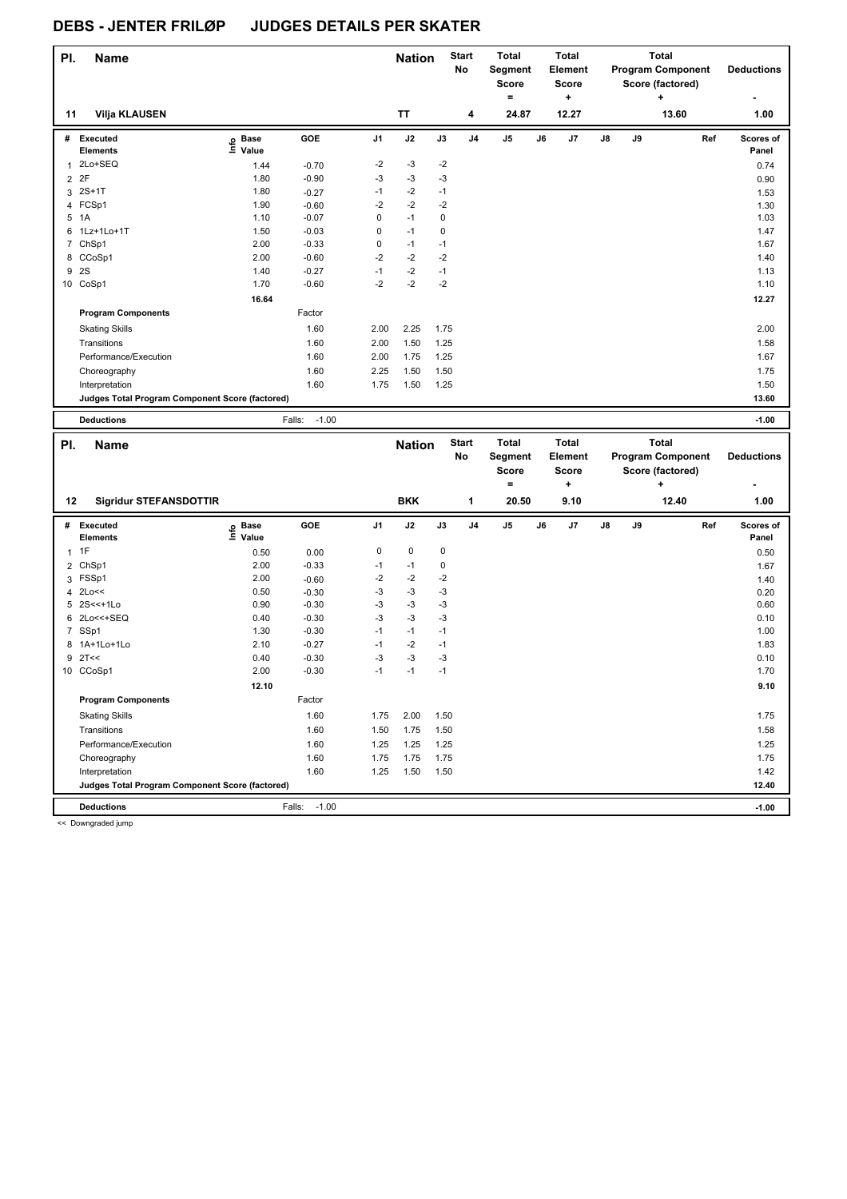# DEBS - JENTER FRILØP JUDGES DETAILS PER SKATER

| Pl. | Name | Nation | Start No | Total Segment Score = | Total Element Score + | Total Program Component Score (factored) + | Deductions - |
|---|---|---|---|---|---|---|---|
| 11 | Vilja KLAUSEN | TT | 4 | 24.87 | 12.27 | 13.60 | 1.00 |

| # | Executed Elements | Info | Base Value | GOE | J1 | J2 | J3 | J4 | J5 | J6 | J7 | J8 | J9 | Ref | Scores of Panel |
|---|---|---|---|---|---|---|---|---|---|---|---|---|---|---|---|
| 1 | 2Lo+SEQ | | 1.44 | -0.70 | -2 | -3 | -2 | | | | | | | | 0.74 |
| 2 | 2F | | 1.80 | -0.90 | -3 | -3 | -3 | | | | | | | | 0.90 |
| 3 | 2S+1T | | 1.80 | -0.27 | -1 | -2 | -1 | | | | | | | | 1.53 |
| 4 | FCSp1 | | 1.90 | -0.60 | -2 | -2 | -2 | | | | | | | | 1.30 |
| 5 | 1A | | 1.10 | -0.07 | 0 | -1 | 0 | | | | | | | | 1.03 |
| 6 | 1Lz+1Lo+1T | | 1.50 | -0.03 | 0 | -1 | 0 | | | | | | | | 1.47 |
| 7 | ChSp1 | | 2.00 | -0.33 | 0 | -1 | -1 | | | | | | | | 1.67 |
| 8 | CCoSp1 | | 2.00 | -0.60 | -2 | -2 | -2 | | | | | | | | 1.40 |
| 9 | 2S | | 1.40 | -0.27 | -1 | -2 | -1 | | | | | | | | 1.13 |
| 10 | CoSp1 | | 1.70 | -0.60 | -2 | -2 | -2 | | | | | | | | 1.10 |
| | | | 16.64 | | | | | | | | | | | | 12.27 |

| Program Components | Factor | J1 | J2 | J3 | J4 | J5 | J6 | J7 | J8 | J9 | Scores of Panel |
|---|---|---|---|---|---|---|---|---|---|---|---|
| Skating Skills | 1.60 | 2.00 | 2.25 | 1.75 | | | | | | | 2.00 |
| Transitions | 1.60 | 2.00 | 1.50 | 1.25 | | | | | | | 1.58 |
| Performance/Execution | 1.60 | 2.00 | 1.75 | 1.25 | | | | | | | 1.67 |
| Choreography | 1.60 | 2.25 | 1.50 | 1.50 | | | | | | | 1.75 |
| Interpretation | 1.60 | 1.75 | 1.50 | 1.25 | | | | | | | 1.50 |
| Judges Total Program Component Score (factored) | | | | | | | | | | | 13.60 |

| Deductions | Falls: -1.00 | -1.00 |
|---|---|---|

| Pl. | Name | Nation | Start No | Total Segment Score = | Total Element Score + | Total Program Component Score (factored) + | Deductions - |
|---|---|---|---|---|---|---|---|
| 12 | Sigridur STEFANSDOTTIR | BKK | 1 | 20.50 | 9.10 | 12.40 | 1.00 |

| # | Executed Elements | Info | Base Value | GOE | J1 | J2 | J3 | J4 | J5 | J6 | J7 | J8 | J9 | Ref | Scores of Panel |
|---|---|---|---|---|---|---|---|---|---|---|---|---|---|---|---|
| 1 | 1F | | 0.50 | 0.00 | 0 | 0 | 0 | | | | | | | | 0.50 |
| 2 | ChSp1 | | 2.00 | -0.33 | -1 | -1 | 0 | | | | | | | | 1.67 |
| 3 | FSSp1 | | 2.00 | -0.60 | -2 | -2 | -2 | | | | | | | | 1.40 |
| 4 | 2Lo<< | | 0.50 | -0.30 | -3 | -3 | -3 | | | | | | | | 0.20 |
| 5 | 2S<<+1Lo | | 0.90 | -0.30 | -3 | -3 | -3 | | | | | | | | 0.60 |
| 6 | 2Lo<<+SEQ | | 0.40 | -0.30 | -3 | -3 | -3 | | | | | | | | 0.10 |
| 7 | SSp1 | | 1.30 | -0.30 | -1 | -1 | -1 | | | | | | | | 1.00 |
| 8 | 1A+1Lo+1Lo | | 2.10 | -0.27 | -1 | -2 | -1 | | | | | | | | 1.83 |
| 9 | 2T<< | | 0.40 | -0.30 | -3 | -3 | -3 | | | | | | | | 0.10 |
| 10 | CCoSp1 | | 2.00 | -0.30 | -1 | -1 | -1 | | | | | | | | 1.70 |
| | | | 12.10 | | | | | | | | | | | | 9.10 |

| Program Components | Factor | J1 | J2 | J3 | J4 | J5 | J6 | J7 | J8 | J9 | Scores of Panel |
|---|---|---|---|---|---|---|---|---|---|---|---|
| Skating Skills | 1.60 | 1.75 | 2.00 | 1.50 | | | | | | | 1.75 |
| Transitions | 1.60 | 1.50 | 1.75 | 1.50 | | | | | | | 1.58 |
| Performance/Execution | 1.60 | 1.25 | 1.25 | 1.25 | | | | | | | 1.25 |
| Choreography | 1.60 | 1.75 | 1.75 | 1.75 | | | | | | | 1.75 |
| Interpretation | 1.60 | 1.25 | 1.50 | 1.50 | | | | | | | 1.42 |
| Judges Total Program Component Score (factored) | | | | | | | | | | | 12.40 |

| Deductions | Falls: -1.00 | -1.00 |
|---|---|---|

<< Downgraded jump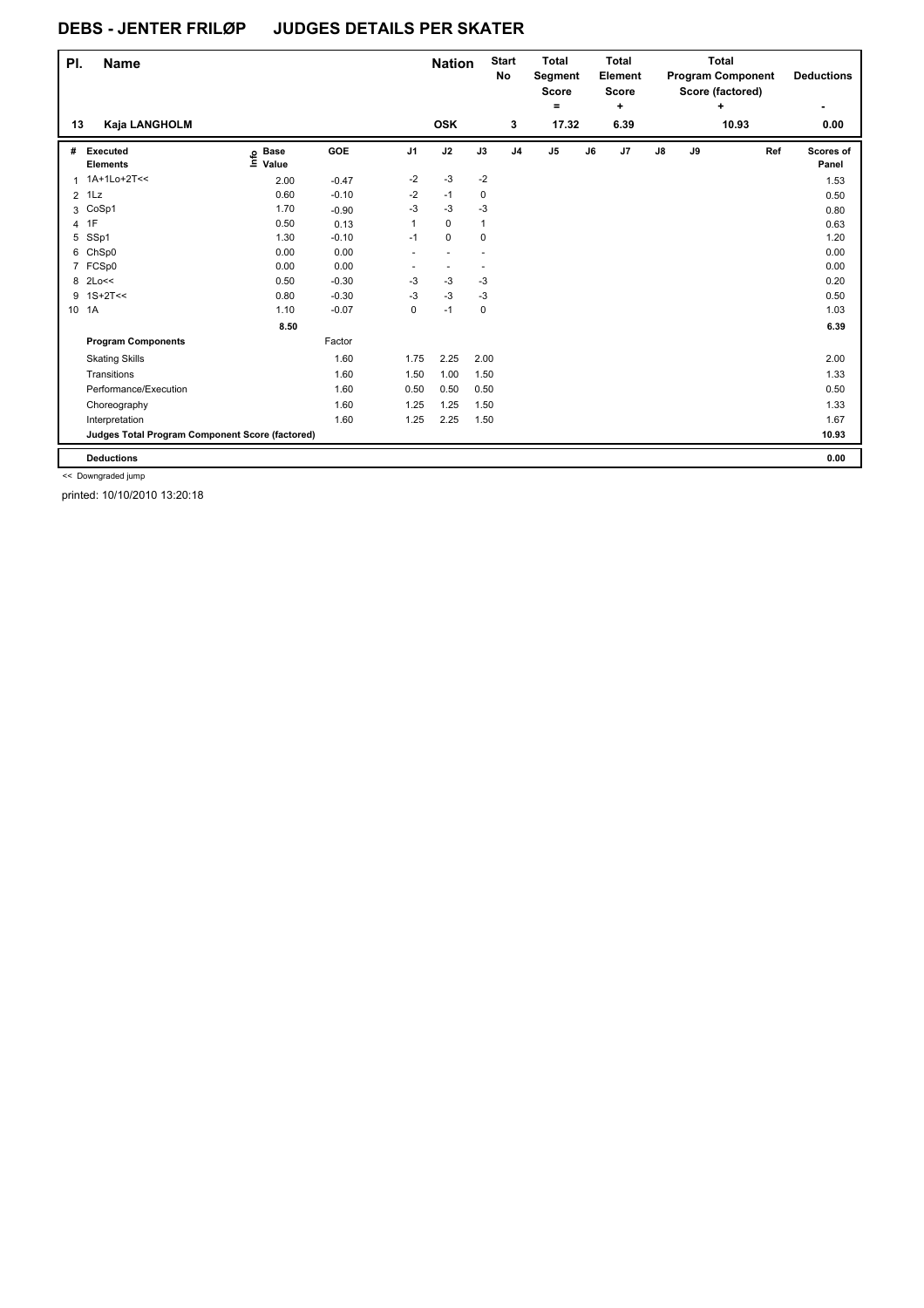## DEBS - JENTER FRILØP JUDGES DETAILS PER SKATER

| Pl. | Name | Nation | Start No | Total Segment Score = | Total Element Score + | Total Program Component Score (factored) + | Deductions - |
|---|---|---|---|---|---|---|---|
| 13 | Kaja LANGHOLM | OSK | 3 | 17.32 | 6.39 | 10.93 | 0.00 |

| # | Executed Elements | Info | Base Value | GOE | J1 | J2 | J3 | J4 | J5 | J6 | J7 | J8 | J9 | Ref | Scores of Panel |
|---|---|---|---|---|---|---|---|---|---|---|---|---|---|---|---|
| 1 | 1A+1Lo+2T<< | | 2.00 | -0.47 | -2 | -3 | -2 | | | | | | | | 1.53 |
| 2 | 1Lz | | 0.60 | -0.10 | -2 | -1 | 0 | | | | | | | | 0.50 |
| 3 | CoSp1 | | 1.70 | -0.90 | -3 | -3 | -3 | | | | | | | | 0.80 |
| 4 | 1F | | 0.50 | 0.13 | 1 | 0 | 1 | | | | | | | | 0.63 |
| 5 | SSp1 | | 1.30 | -0.10 | -1 | 0 | 0 | | | | | | | | 1.20 |
| 6 | ChSp0 | | 0.00 | 0.00 | - | - | - | | | | | | | | 0.00 |
| 7 | FCSp0 | | 0.00 | 0.00 | - | - | - | | | | | | | | 0.00 |
| 8 | 2Lo<< | | 0.50 | -0.30 | -3 | -3 | -3 | | | | | | | | 0.20 |
| 9 | 1S+2T<< | | 0.80 | -0.30 | -3 | -3 | -3 | | | | | | | | 0.50 |
| 10 | 1A | | 1.10 | -0.07 | 0 | -1 | 0 | | | | | | | | 1.03 |
| | | | 8.50 | | | | | | | | | | | | 6.39 |
| | **Program Components** | | | Factor | | | | | | | | | | | |
| | Skating Skills | | | 1.60 | 1.75 | 2.25 | 2.00 | | | | | | | | 2.00 |
| | Transitions | | | 1.60 | 1.50 | 1.00 | 1.50 | | | | | | | | 1.33 |
| | Performance/Execution | | | 1.60 | 0.50 | 0.50 | 0.50 | | | | | | | | 0.50 |
| | Choreography | | | 1.60 | 1.25 | 1.25 | 1.50 | | | | | | | | 1.33 |
| | Interpretation | | | 1.60 | 1.25 | 2.25 | 1.50 | | | | | | | | 1.67 |
| | **Judges Total Program Component Score (factored)** | | | | | | | | | | | | | | 10.93 |
| | **Deductions** | | | | | | | | | | | | | | 0.00 |

<< Downgraded jump

printed: 10/10/2010 13:20:18